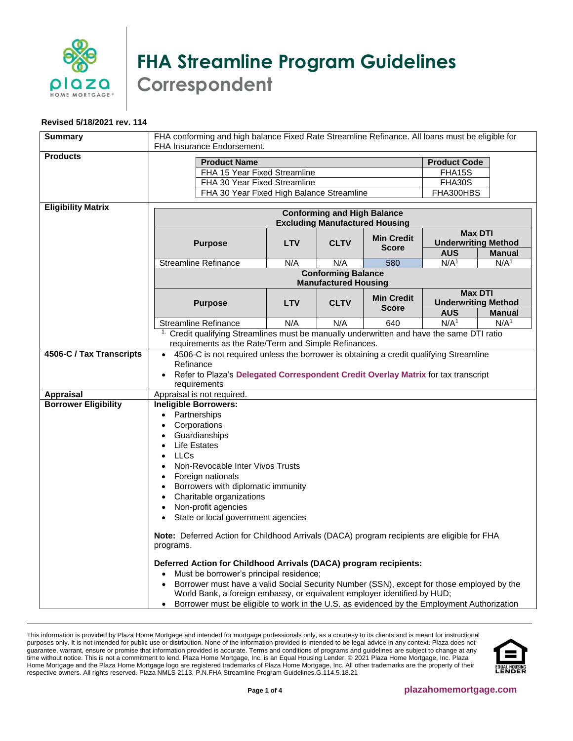# FHA Streamline Program Guidelines
## Correspondent

**Revised 5/18/2021 rev. 114**

**Summary**

FHA conforming and high balance Fixed Rate Streamline Refinance. All loans must be eligible for FHA Insurance Endorsement.

**Products**

| Product Name | Product Code |
|---|---|
| FHA 15 Year Fixed Streamline | FHA15S |
| FHA 30 Year Fixed Streamline | FHA30S |
| FHA 30 Year Fixed High Balance Streamline | FHA300HBS |

**Eligibility Matrix**

| Conforming and High Balance Excluding Manufactured Housing | | | | | |
|---|---|---|---|---|---|
| Purpose | LTV | CLTV | Min Credit Score | Max DTI Underwriting Method | |
| | | | | AUS | Manual |
| Streamline Refinance | N/A | N/A | 580 | N/A[1] | N/A[1] |

| Conforming Balance Manufactured Housing | | | | | |
|---|---|---|---|---|---|
| Purpose | LTV | CLTV | Min Credit Score | Max DTI Underwriting Method | |
| | | | | AUS | Manual |
| Streamline Refinance | N/A | N/A | 640 | N/A[1] | N/A[1] |

[1] Credit qualifying Streamlines must be manually underwritten and have the same DTI ratio requirements as the Rate/Term and Simple Refinances.

**4506-C / Tax Transcripts**

- 4506-C is not required unless the borrower is obtaining a credit qualifying Streamline Refinance
- Refer to Plaza's **Delegated Correspondent Credit Overlay Matrix** for tax transcript requirements

**Appraisal**

Appraisal is not required.

**Borrower Eligibility**

**Ineligible Borrowers:**

- Partnerships
- Corporations
- Guardianships
- Life Estates
- LLCs
- Non-Revocable Inter Vivos Trusts
- Foreign nationals
- Borrowers with diplomatic immunity
- Charitable organizations
- Non-profit agencies
- State or local government agencies

**Note:** Deferred Action for Childhood Arrivals (DACA) program recipients are eligible for FHA programs.

**Deferred Action for Childhood Arrivals (DACA) program recipients:**

- Must be borrower's principal residence;
- Borrower must have a valid Social Security Number (SSN), except for those employed by the World Bank, a foreign embassy, or equivalent employer identified by HUD;
- Borrower must be eligible to work in the U.S. as evidenced by the Employment Authorization

This information is provided by Plaza Home Mortgage and intended for mortgage professionals only, as a courtesy to its clients and is meant for instructional purposes only. It is not intended for public use or distribution. None of the information provided is intended to be legal advice in any context. Plaza does not guarantee, warrant, ensure or promise that information provided is accurate. Terms and conditions of programs and guidelines are subject to change at any time without notice. This is not a commitment to lend. Plaza Home Mortgage, Inc. is an Equal Housing Lender. © 2021 Plaza Home Mortgage, Inc. Plaza Home Mortgage and the Plaza Home Mortgage logo are registered trademarks of Plaza Home Mortgage, Inc. All other trademarks are the property of their respective owners. All rights reserved. Plaza NMLS 2113. P.N.FHA Streamline Program Guidelines.G.114.5.18.21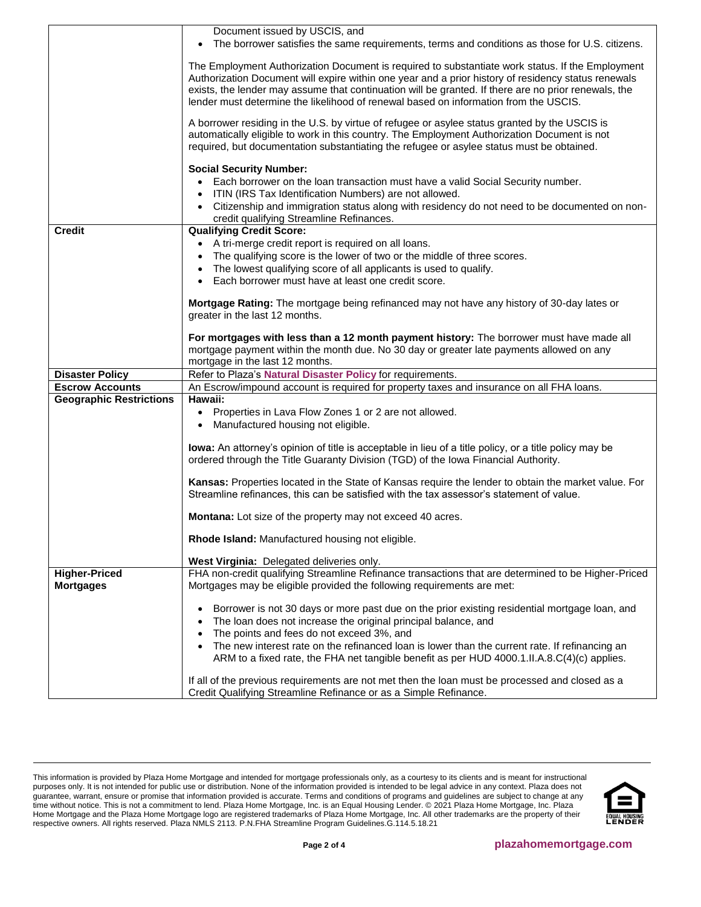| | |
|---|---|
| | Document issued by USCIS, and<br>• The borrower satisfies the same requirements, terms and conditions as those for U.S. citizens.<br><br>The Employment Authorization Document is required to substantiate work status. If the Employment Authorization Document will expire within one year and a prior history of residency status renewals exists, the lender may assume that continuation will be granted. If there are no prior renewals, the lender must determine the likelihood of renewal based on information from the USCIS.<br><br>A borrower residing in the U.S. by virtue of refugee or asylee status granted by the USCIS is automatically eligible to work in this country. The Employment Authorization Document is not required, but documentation substantiating the refugee or asylee status must be obtained.<br><br>**Social Security Number:**<br>• Each borrower on the loan transaction must have a valid Social Security number.<br>• ITIN (IRS Tax Identification Numbers) are not allowed.<br>• Citizenship and immigration status along with residency do not need to be documented on non-credit qualifying Streamline Refinances. |
| **Credit** | **Qualifying Credit Score:**<br>• A tri-merge credit report is required on all loans.<br>• The qualifying score is the lower of two or the middle of three scores.<br>• The lowest qualifying score of all applicants is used to qualify.<br>• Each borrower must have at least one credit score.<br><br>**Mortgage Rating:** The mortgage being refinanced may not have any history of 30-day lates or greater in the last 12 months.<br><br>**For mortgages with less than a 12 month payment history:** The borrower must have made all mortgage payment within the month due. No 30 day or greater late payments allowed on any mortgage in the last 12 months. |
| **Disaster Policy** | Refer to Plaza's **Natural Disaster Policy** for requirements. |
| **Escrow Accounts** | An Escrow/impound account is required for property taxes and insurance on all FHA loans. |
| **Geographic Restrictions** | **Hawaii:**<br>• Properties in Lava Flow Zones 1 or 2 are not allowed.<br>• Manufactured housing not eligible.<br><br>**Iowa:** An attorney's opinion of title is acceptable in lieu of a title policy, or a title policy may be ordered through the Title Guaranty Division (TGD) of the Iowa Financial Authority.<br><br>**Kansas:** Properties located in the State of Kansas require the lender to obtain the market value. For Streamline refinances, this can be satisfied with the tax assessor's statement of value.<br><br>**Montana:** Lot size of the property may not exceed 40 acres.<br><br>**Rhode Island:** Manufactured housing not eligible.<br><br>**West Virginia:** Delegated deliveries only. |
| **Higher-Priced Mortgages** | FHA non-credit qualifying Streamline Refinance transactions that are determined to be Higher-Priced Mortgages may be eligible provided the following requirements are met:<br><br>• Borrower is not 30 days or more past due on the prior existing residential mortgage loan, and<br>• The loan does not increase the original principal balance, and<br>• The points and fees do not exceed 3%, and<br>• The new interest rate on the refinanced loan is lower than the current rate. If refinancing an ARM to a fixed rate, the FHA net tangible benefit as per HUD 4000.1.II.A.8.C(4)(c) applies.<br><br>If all of the previous requirements are not met then the loan must be processed and closed as a Credit Qualifying Streamline Refinance or as a Simple Refinance. |

This information is provided by Plaza Home Mortgage and intended for mortgage professionals only, as a courtesy to its clients and is meant for instructional purposes only. It is not intended for public use or distribution. None of the information provided is intended to be legal advice in any context. Plaza does not guarantee, warrant, ensure or promise that information provided is accurate. Terms and conditions of programs and guidelines are subject to change at any time without notice. This is not a commitment to lend. Plaza Home Mortgage, Inc. is an Equal Housing Lender. © 2021 Plaza Home Mortgage, Inc. Plaza Home Mortgage and the Plaza Home Mortgage logo are registered trademarks of Plaza Home Mortgage, Inc. All other trademarks are the property of their respective owners. All rights reserved. Plaza NMLS 2113. P.N.FHA Streamline Program Guidelines.G.114.5.18.21

plazahomemortgage.com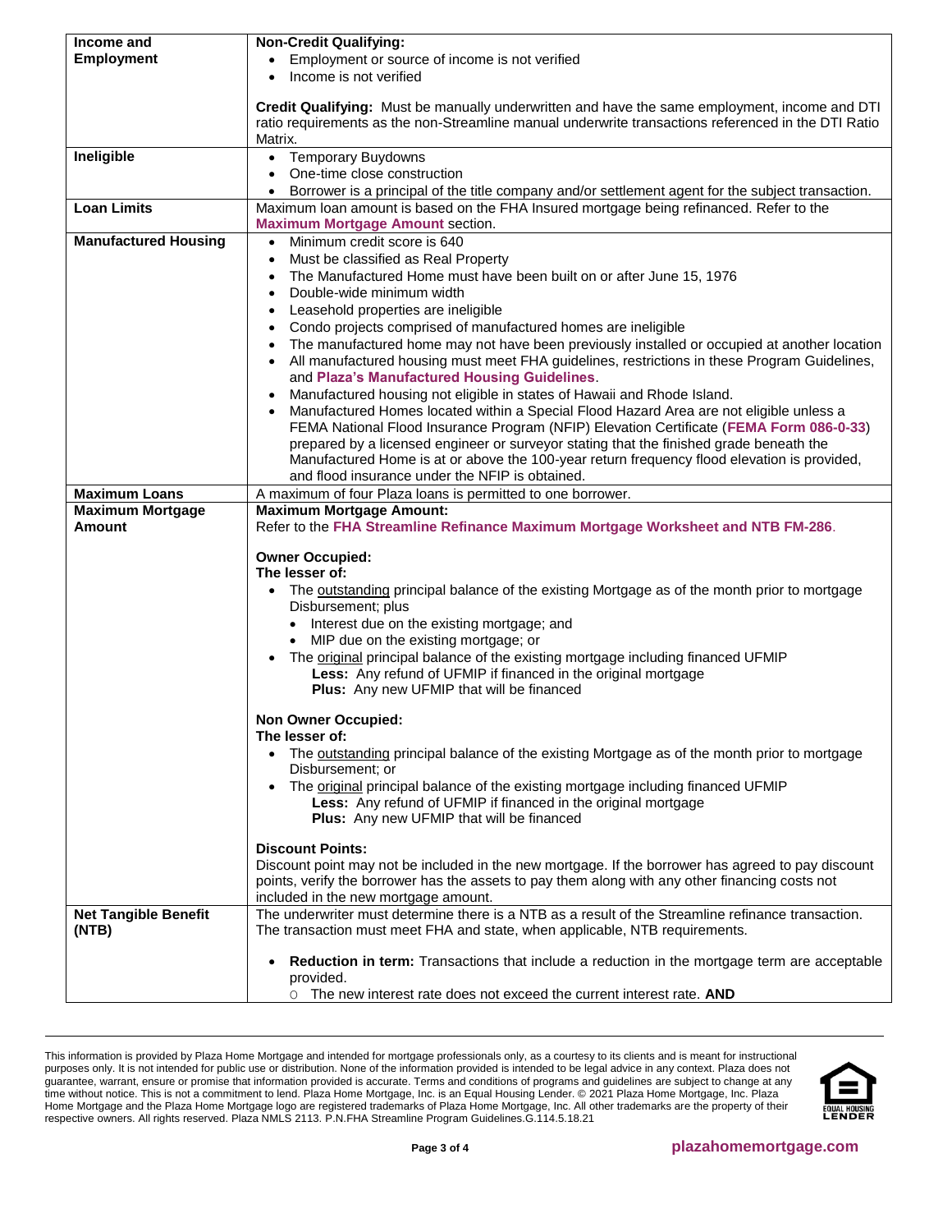| | |
|---|---|
| **Income and Employment** | **Non-Credit Qualifying:**<br>• Employment or source of income is not verified<br>• Income is not verified<br><br>**Credit Qualifying:** Must be manually underwritten and have the same employment, income and DTI ratio requirements as the non-Streamline manual underwrite transactions referenced in the DTI Ratio Matrix. |
| **Ineligible** | • Temporary Buydowns<br>• One-time close construction<br>• Borrower is a principal of the title company and/or settlement agent for the subject transaction. |
| **Loan Limits** | Maximum loan amount is based on the FHA Insured mortgage being refinanced. Refer to the **Maximum Mortgage Amount** section. |
| **Manufactured Housing** | • Minimum credit score is 640<br>• Must be classified as Real Property<br>• The Manufactured Home must have been built on or after June 15, 1976<br>• Double-wide minimum width<br>• Leasehold properties are ineligible<br>• Condo projects comprised of manufactured homes are ineligible<br>• The manufactured home may not have been previously installed or occupied at another location<br>• All manufactured housing must meet FHA guidelines, restrictions in these Program Guidelines, and **Plaza's Manufactured Housing Guidelines**.<br>• Manufactured housing not eligible in states of Hawaii and Rhode Island.<br>• Manufactured Homes located within a Special Flood Hazard Area are not eligible unless a FEMA National Flood Insurance Program (NFIP) Elevation Certificate (**FEMA Form 086-0-33**) prepared by a licensed engineer or surveyor stating that the finished grade beneath the Manufactured Home is at or above the 100-year return frequency flood elevation is provided, and flood insurance under the NFIP is obtained. |
| **Maximum Loans** | A maximum of four Plaza loans is permitted to one borrower. |
| **Maximum Mortgage Amount** | **Maximum Mortgage Amount:**<br>Refer to the **FHA Streamline Refinance Maximum Mortgage Worksheet and NTB FM-286**.<br><br>**Owner Occupied:**<br>**The lesser of:**<br>• The <u>outstanding</u> principal balance of the existing Mortgage as of the month prior to mortgage Disbursement; plus<br>&nbsp;&nbsp;• Interest due on the existing mortgage; and<br>&nbsp;&nbsp;• MIP due on the existing mortgage; or<br>• The <u>original</u> principal balance of the existing mortgage including financed UFMIP<br>&nbsp;&nbsp;**Less:** Any refund of UFMIP if financed in the original mortgage<br>&nbsp;&nbsp;**Plus:** Any new UFMIP that will be financed<br><br>**Non Owner Occupied:**<br>**The lesser of:**<br>• The <u>outstanding</u> principal balance of the existing Mortgage as of the month prior to mortgage Disbursement; or<br>• The <u>original</u> principal balance of the existing mortgage including financed UFMIP<br>&nbsp;&nbsp;**Less:** Any refund of UFMIP if financed in the original mortgage<br>&nbsp;&nbsp;**Plus:** Any new UFMIP that will be financed<br><br>**Discount Points:**<br>Discount point may not be included in the new mortgage. If the borrower has agreed to pay discount points, verify the borrower has the assets to pay them along with any other financing costs not included in the new mortgage amount. |
| **Net Tangible Benefit (NTB)** | The underwriter must determine there is a NTB as a result of the Streamline refinance transaction. The transaction must meet FHA and state, when applicable, NTB requirements.<br><br>• **Reduction in term:** Transactions that include a reduction in the mortgage term are acceptable provided.<br>&nbsp;&nbsp;○ The new interest rate does not exceed the current interest rate. **AND** |

This information is provided by Plaza Home Mortgage and intended for mortgage professionals only, as a courtesy to its clients and is meant for instructional purposes only. It is not intended for public use or distribution. None of the information provided is intended to be legal advice in any context. Plaza does not guarantee, warrant, ensure or promise that information provided is accurate. Terms and conditions of programs and guidelines are subject to change at any time without notice. This is not a commitment to lend. Plaza Home Mortgage, Inc. is an Equal Housing Lender. © 2021 Plaza Home Mortgage, Inc. Plaza Home Mortgage and the Plaza Home Mortgage logo are registered trademarks of Plaza Home Mortgage, Inc. All other trademarks are the property of their respective owners. All rights reserved. Plaza NMLS 2113. P.N.FHA Streamline Program Guidelines.G.114.5.18.21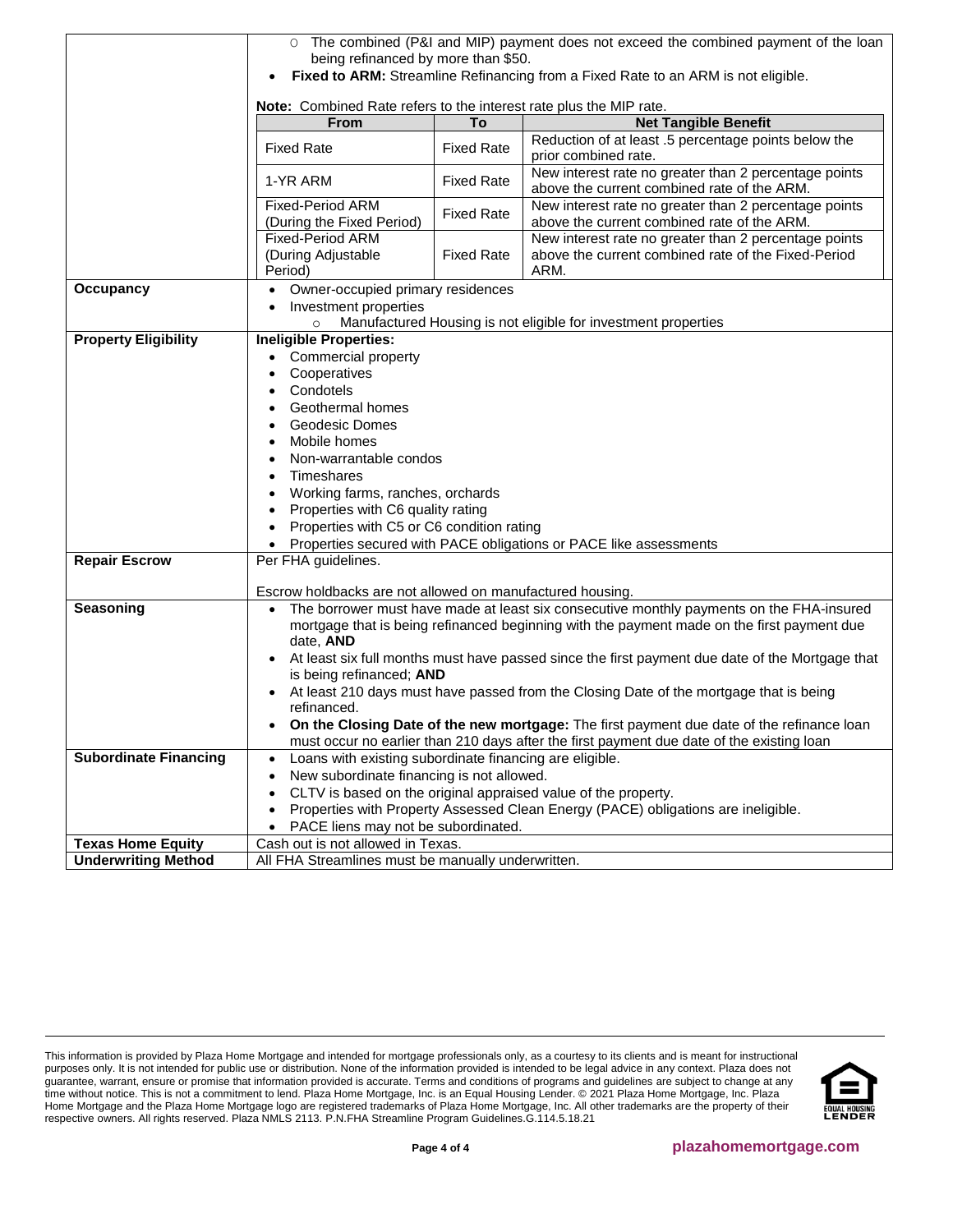| | |
|---|---|
| | ○ The combined (P&I and MIP) payment does not exceed the combined payment of the loan being refinanced by more than $50.<br>• **Fixed to ARM:** Streamline Refinancing from a Fixed Rate to an ARM is not eligible.<br><br>**Note:** Combined Rate refers to the interest rate plus the MIP rate.<br><br>**From** / **To** / **Net Tangible Benefit**<br>Fixed Rate → Fixed Rate: Reduction of at least .5 percentage points below the prior combined rate.<br>1-YR ARM → Fixed Rate: New interest rate no greater than 2 percentage points above the current combined rate of the ARM.<br>Fixed-Period ARM (During the Fixed Period) → Fixed Rate: New interest rate no greater than 2 percentage points above the current combined rate of the ARM.<br>Fixed-Period ARM (During Adjustable Period) → Fixed Rate: New interest rate no greater than 2 percentage points above the current combined rate of the Fixed-Period ARM. |
| **Occupancy** | • Owner-occupied primary residences<br>• Investment properties<br>○ Manufactured Housing is not eligible for investment properties |
| **Property Eligibility** | **Ineligible Properties:**<br>• Commercial property<br>• Cooperatives<br>• Condotels<br>• Geothermal homes<br>• Geodesic Domes<br>• Mobile homes<br>• Non-warrantable condos<br>• Timeshares<br>• Working farms, ranches, orchards<br>• Properties with C6 quality rating<br>• Properties with C5 or C6 condition rating<br>• Properties secured with PACE obligations or PACE like assessments |
| **Repair Escrow** | Per FHA guidelines.<br><br>Escrow holdbacks are not allowed on manufactured housing. |
| **Seasoning** | • The borrower must have made at least six consecutive monthly payments on the FHA-insured mortgage that is being refinanced beginning with the payment made on the first payment due date, **AND**<br>• At least six full months must have passed since the first payment due date of the Mortgage that is being refinanced; **AND**<br>• At least 210 days must have passed from the Closing Date of the mortgage that is being refinanced.<br>• **On the Closing Date of the new mortgage:** The first payment due date of the refinance loan must occur no earlier than 210 days after the first payment due date of the existing loan |
| **Subordinate Financing** | • Loans with existing subordinate financing are eligible.<br>• New subordinate financing is not allowed.<br>• CLTV is based on the original appraised value of the property.<br>• Properties with Property Assessed Clean Energy (PACE) obligations are ineligible.<br>• PACE liens may not be subordinated. |
| **Texas Home Equity** | Cash out is not allowed in Texas. |
| **Underwriting Method** | All FHA Streamlines must be manually underwritten. |

This information is provided by Plaza Home Mortgage and intended for mortgage professionals only, as a courtesy to its clients and is meant for instructional purposes only. It is not intended for public use or distribution. None of the information provided is intended to be legal advice in any context. Plaza does not guarantee, warrant, ensure or promise that information provided is accurate. Terms and conditions of programs and guidelines are subject to change at any time without notice. This is not a commitment to lend. Plaza Home Mortgage, Inc. is an Equal Housing Lender. © 2021 Plaza Home Mortgage, Inc. Plaza Home Mortgage and the Plaza Home Mortgage logo are registered trademarks of Plaza Home Mortgage, Inc. All other trademarks are the property of their respective owners. All rights reserved. Plaza NMLS 2113. P.N.FHA Streamline Program Guidelines.G.114.5.18.21

plazahomemortgage.com